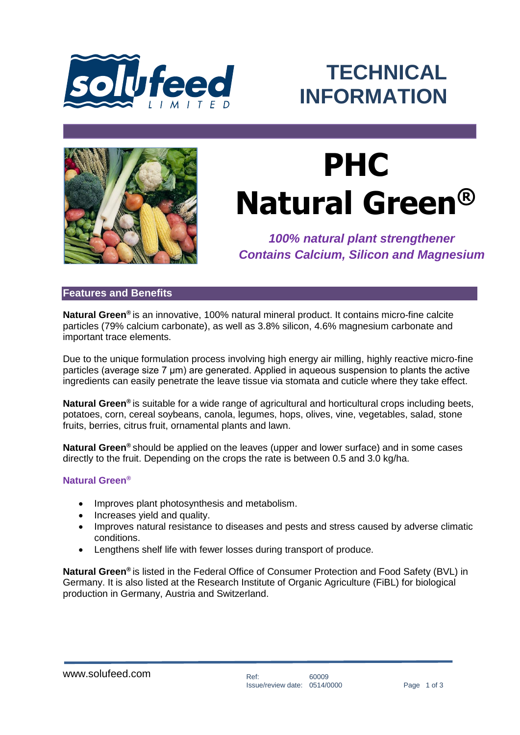# TECHNICAL INFORMATION

# PHC Natural Green®

***100% natural plant strengthener***
***Contains Calcium, Silicon and Magnesium***

## Features and Benefits

**Natural Green®** is an innovative, 100% natural mineral product. It contains micro-fine calcite particles (79% calcium carbonate), as well as 3.8% silicon, 4.6% magnesium carbonate and important trace elements.

Due to the unique formulation process involving high energy air milling, highly reactive micro-fine particles (average size 7 µm) are generated. Applied in aqueous suspension to plants the active ingredients can easily penetrate the leave tissue via stomata and cuticle where they take effect.

**Natural Green®** is suitable for a wide range of agricultural and horticultural crops including beets, potatoes, corn, cereal soybeans, canola, legumes, hops, olives, vine, vegetables, salad, stone fruits, berries, citrus fruit, ornamental plants and lawn.

**Natural Green®** should be applied on the leaves (upper and lower surface) and in some cases directly to the fruit. Depending on the crops the rate is between 0.5 and 3.0 kg/ha.

### Natural Green®

- Improves plant photosynthesis and metabolism.
- Increases yield and quality.
- Improves natural resistance to diseases and pests and stress caused by adverse climatic conditions.
- Lengthens shelf life with fewer losses during transport of produce.

**Natural Green®** is listed in the Federal Office of Consumer Protection and Food Safety (BVL) in Germany. It is also listed at the Research Institute of Organic Agriculture (FiBL) for biological production in Germany, Austria and Switzerland.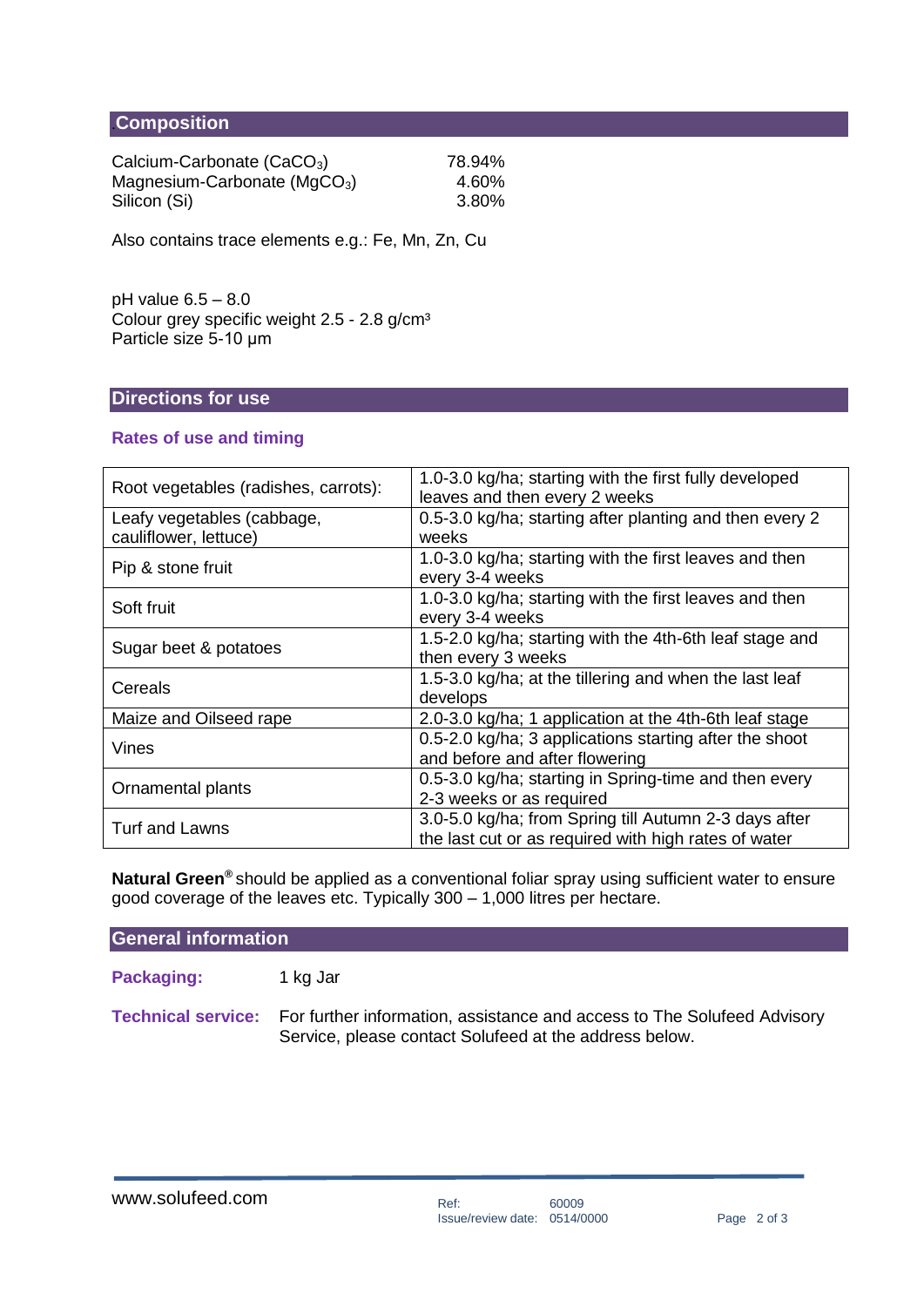## Composition

| | |
|---|---|
| Calcium-Carbonate ($CaCO_3$) | 78.94% |
| Magnesium-Carbonate ($MgCO_3$) | 4.60% |
| Silicon (Si) | 3.80% |

Also contains trace elements e.g.: Fe, Mn, Zn, Cu

pH value 6.5 – 8.0
Colour grey specific weight 2.5 - 2.8 g/cm³
Particle size 5-10 µm

## Directions for use

### Rates of use and timing

| Crop | Rate and timing |
|---|---|
| Root vegetables (radishes, carrots): | 1.0-3.0 kg/ha; starting with the first fully developed leaves and then every 2 weeks |
| Leafy vegetables (cabbage, cauliflower, lettuce) | 0.5-3.0 kg/ha; starting after planting and then every 2 weeks |
| Pip & stone fruit | 1.0-3.0 kg/ha; starting with the first leaves and then every 3-4 weeks |
| Soft fruit | 1.0-3.0 kg/ha; starting with the first leaves and then every 3-4 weeks |
| Sugar beet & potatoes | 1.5-2.0 kg/ha; starting with the 4th-6th leaf stage and then every 3 weeks |
| Cereals | 1.5-3.0 kg/ha; at the tillering and when the last leaf develops |
| Maize and Oilseed rape | 2.0-3.0 kg/ha; 1 application at the 4th-6th leaf stage |
| Vines | 0.5-2.0 kg/ha; 3 applications starting after the shoot and before and after flowering |
| Ornamental plants | 0.5-3.0 kg/ha; starting in Spring-time and then every 2-3 weeks or as required |
| Turf and Lawns | 3.0-5.0 kg/ha; from Spring till Autumn 2-3 days after the last cut or as required with high rates of water |

**Natural Green®** should be applied as a conventional foliar spray using sufficient water to ensure good coverage of the leaves etc. Typically 300 – 1,000 litres per hectare.

## General information

**Packaging:** 1 kg Jar

**Technical service:** For further information, assistance and access to The Solufeed Advisory Service, please contact Solufeed at the address below.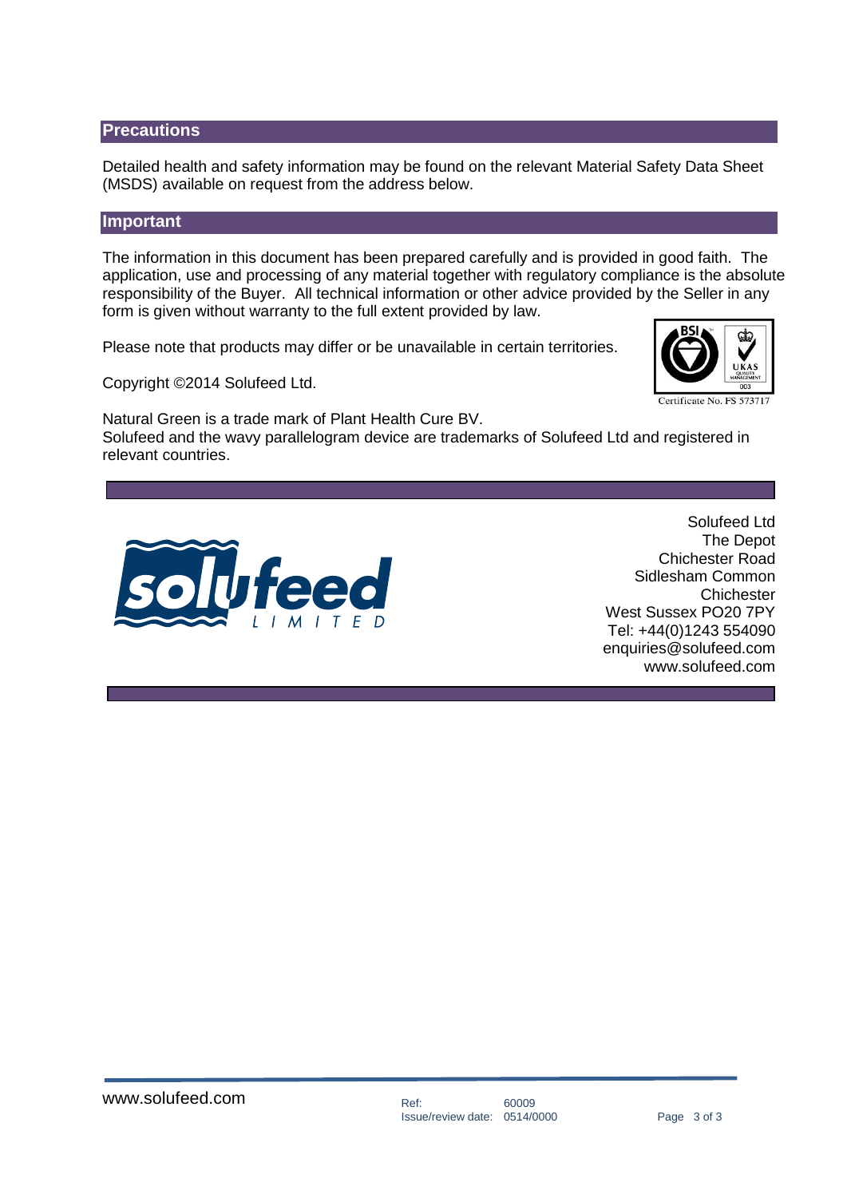## Precautions

Detailed health and safety information may be found on the relevant Material Safety Data Sheet (MSDS) available on request from the address below.

## Important

The information in this document has been prepared carefully and is provided in good faith. The application, use and processing of any material together with regulatory compliance is the absolute responsibility of the Buyer. All technical information or other advice provided by the Seller in any form is given without warranty to the full extent provided by law.

Please note that products may differ or be unavailable in certain territories.

Copyright ©2014 Solufeed Ltd.

Certificate No. FS 573717

Natural Green is a trade mark of Plant Health Cure BV.
Solufeed and the wavy parallelogram device are trademarks of Solufeed Ltd and registered in relevant countries.

Solufeed Ltd
The Depot
Chichester Road
Sidlesham Common
Chichester
West Sussex PO20 7PY
Tel: +44(0)1243 554090
enquiries@solufeed.com
www.solufeed.com

Ref: 60009
Issue/review date: 0514/0000